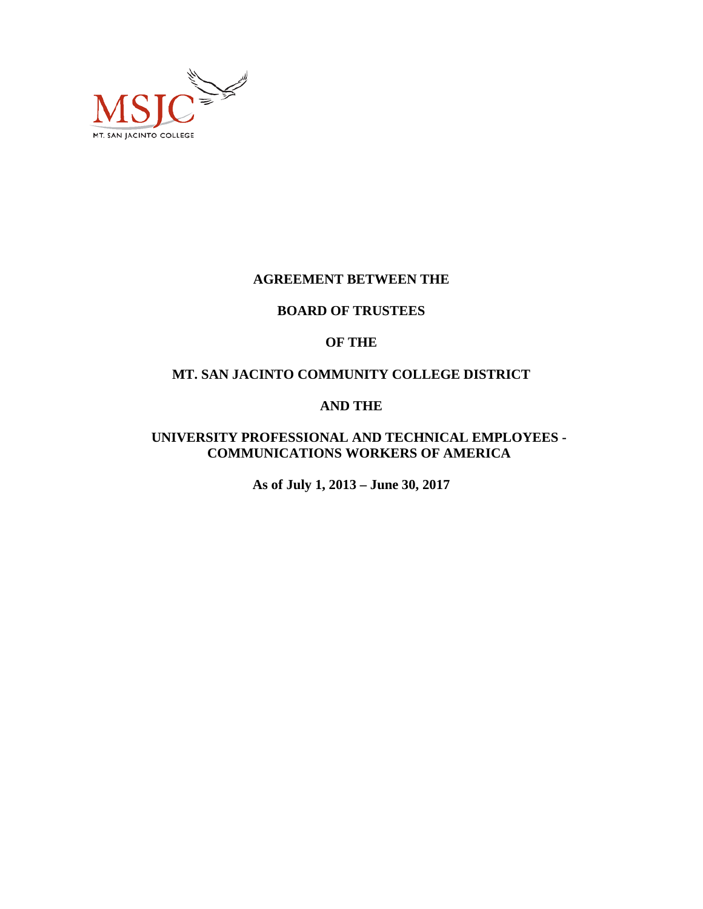MSJC

MT. SAN JACINTO COLLEGE

# AGREEMENT BETWEEN THE

# BOARD OF TRUSTEES

# OF THE

# MT. SAN JACINTO COMMUNITY COLLEGE DISTRICT

# AND THE

# UNIVERSITY PROFESSIONAL AND TECHNICAL EMPLOYEES - COMMUNICATIONS WORKERS OF AMERICA

**As of July 1, 2013 – June 30, 2017**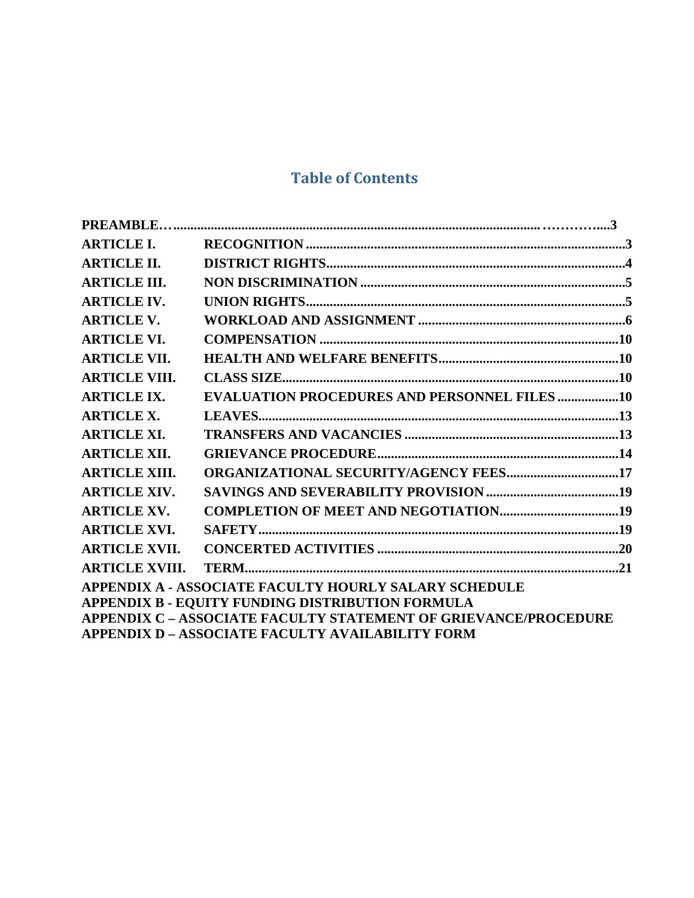## Table of Contents

| | | |
|---|---|---|
| **PREAMBLE** | | **3** |
| **ARTICLE I.** | **RECOGNITION** | **3** |
| **ARTICLE II.** | **DISTRICT RIGHTS** | **4** |
| **ARTICLE III.** | **NON DISCRIMINATION** | **5** |
| **ARTICLE IV.** | **UNION RIGHTS** | **5** |
| **ARTICLE V.** | **WORKLOAD AND ASSIGNMENT** | **6** |
| **ARTICLE VI.** | **COMPENSATION** | **10** |
| **ARTICLE VII.** | **HEALTH AND WELFARE BENEFITS** | **10** |
| **ARTICLE VIII.** | **CLASS SIZE** | **10** |
| **ARTICLE IX.** | **EVALUATION PROCEDURES AND PERSONNEL FILES** | **10** |
| **ARTICLE X.** | **LEAVES** | **13** |
| **ARTICLE XI.** | **TRANSFERS AND VACANCIES** | **13** |
| **ARTICLE XII.** | **GRIEVANCE PROCEDURE** | **14** |
| **ARTICLE XIII.** | **ORGANIZATIONAL SECURITY/AGENCY FEES** | **17** |
| **ARTICLE XIV.** | **SAVINGS AND SEVERABILITY PROVISION** | **19** |
| **ARTICLE XV.** | **COMPLETION OF MEET AND NEGOTIATION** | **19** |
| **ARTICLE XVI.** | **SAFETY** | **19** |
| **ARTICLE XVII.** | **CONCERTED ACTIVITIES** | **20** |
| **ARTICLE XVIII.** | **TERM** | **21** |

**APPENDIX A - ASSOCIATE FACULTY HOURLY SALARY SCHEDULE**
**APPENDIX B - EQUITY FUNDING DISTRIBUTION FORMULA**
**APPENDIX C – ASSOCIATE FACULTY STATEMENT OF GRIEVANCE/PROCEDURE**
**APPENDIX D – ASSOCIATE FACULTY AVAILABILITY FORM**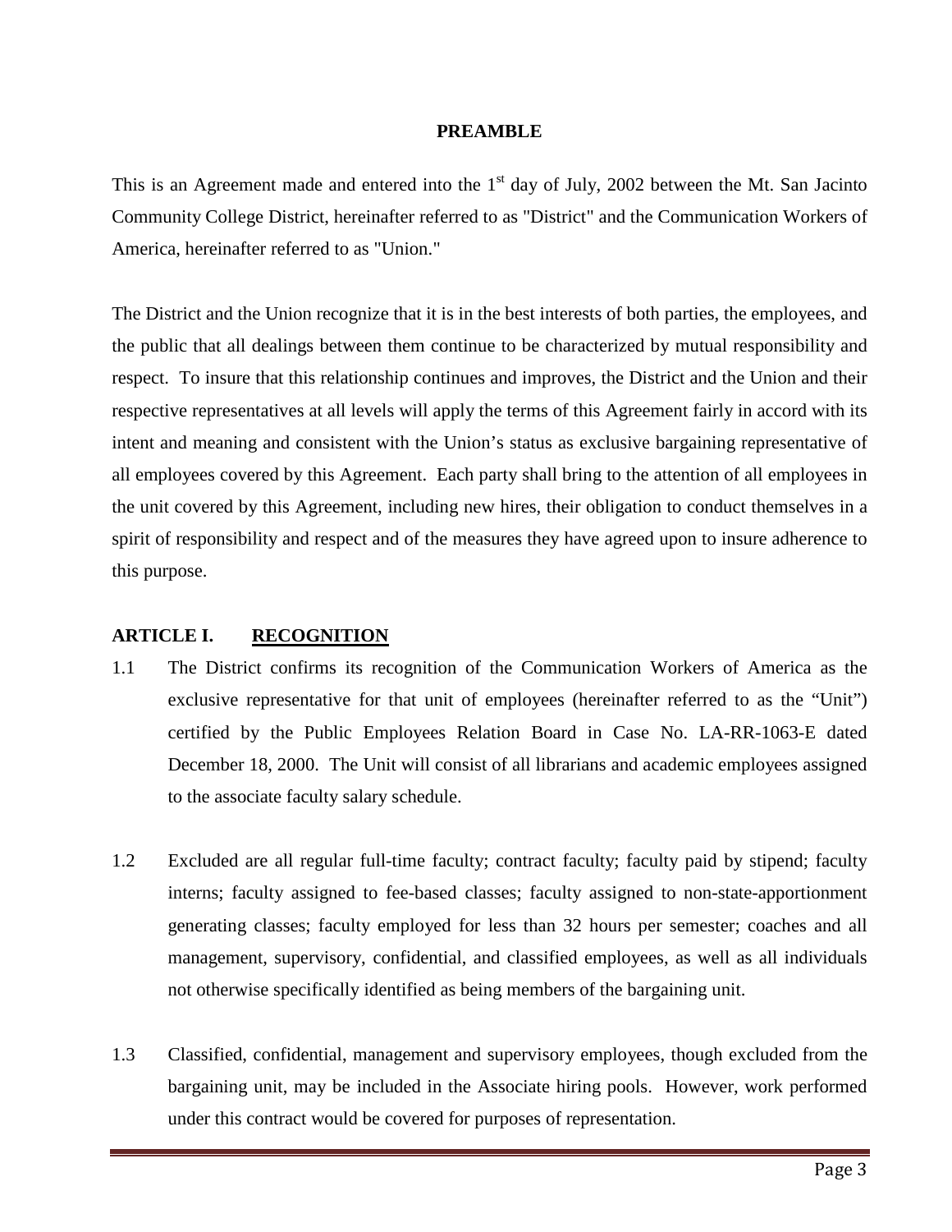## PREAMBLE

This is an Agreement made and entered into the 1st day of July, 2002 between the Mt. San Jacinto Community College District, hereinafter referred to as "District" and the Communication Workers of America, hereinafter referred to as "Union."

The District and the Union recognize that it is in the best interests of both parties, the employees, and the public that all dealings between them continue to be characterized by mutual responsibility and respect. To insure that this relationship continues and improves, the District and the Union and their respective representatives at all levels will apply the terms of this Agreement fairly in accord with its intent and meaning and consistent with the Union's status as exclusive bargaining representative of all employees covered by this Agreement. Each party shall bring to the attention of all employees in the unit covered by this Agreement, including new hires, their obligation to conduct themselves in a spirit of responsibility and respect and of the measures they have agreed upon to insure adherence to this purpose.

## ARTICLE I. RECOGNITION

1.1 The District confirms its recognition of the Communication Workers of America as the exclusive representative for that unit of employees (hereinafter referred to as the "Unit") certified by the Public Employees Relation Board in Case No. LA-RR-1063-E dated December 18, 2000. The Unit will consist of all librarians and academic employees assigned to the associate faculty salary schedule.

1.2 Excluded are all regular full-time faculty; contract faculty; faculty paid by stipend; faculty interns; faculty assigned to fee-based classes; faculty assigned to non-state-apportionment generating classes; faculty employed for less than 32 hours per semester; coaches and all management, supervisory, confidential, and classified employees, as well as all individuals not otherwise specifically identified as being members of the bargaining unit.

1.3 Classified, confidential, management and supervisory employees, though excluded from the bargaining unit, may be included in the Associate hiring pools. However, work performed under this contract would be covered for purposes of representation.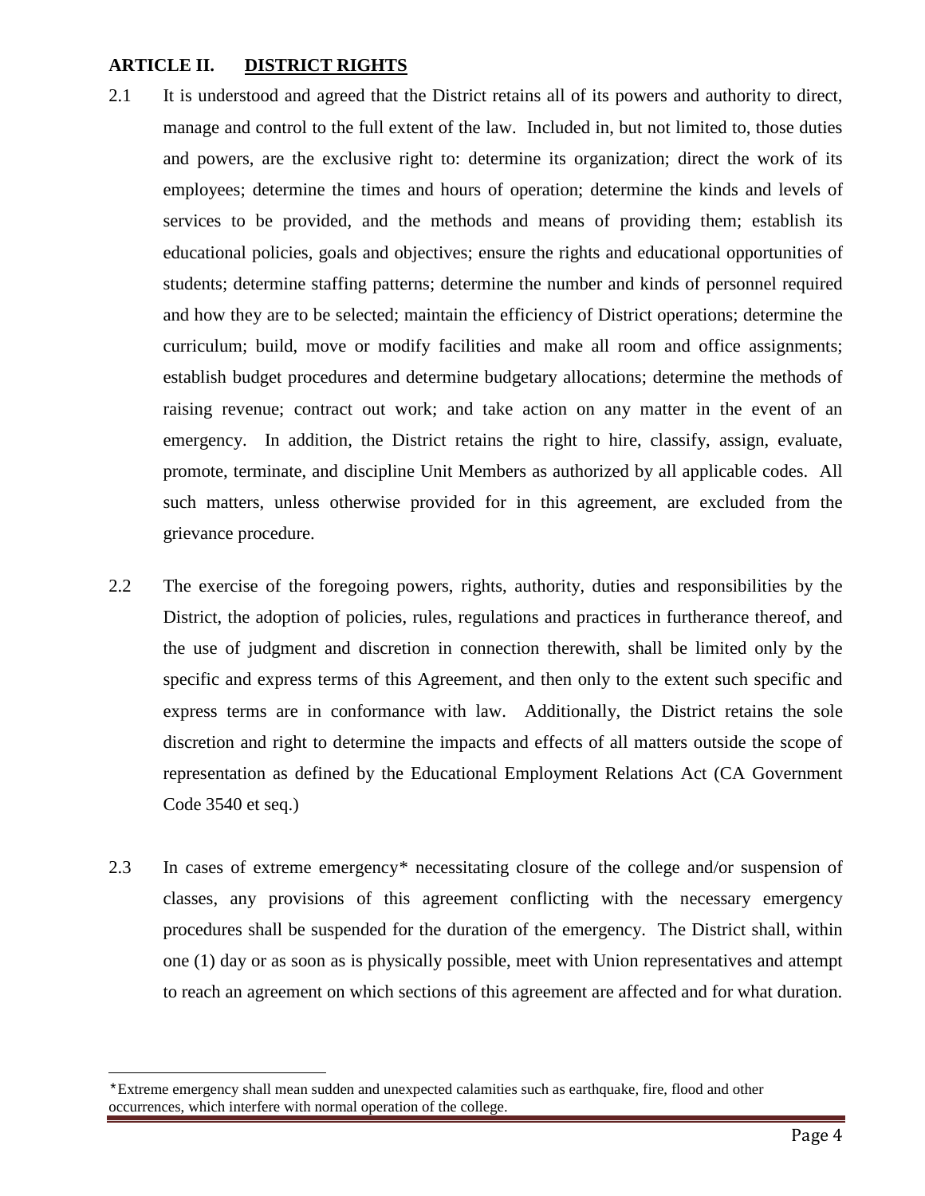## ARTICLE II. DISTRICT RIGHTS

2.1 It is understood and agreed that the District retains all of its powers and authority to direct, manage and control to the full extent of the law. Included in, but not limited to, those duties and powers, are the exclusive right to: determine its organization; direct the work of its employees; determine the times and hours of operation; determine the kinds and levels of services to be provided, and the methods and means of providing them; establish its educational policies, goals and objectives; ensure the rights and educational opportunities of students; determine staffing patterns; determine the number and kinds of personnel required and how they are to be selected; maintain the efficiency of District operations; determine the curriculum; build, move or modify facilities and make all room and office assignments; establish budget procedures and determine budgetary allocations; determine the methods of raising revenue; contract out work; and take action on any matter in the event of an emergency. In addition, the District retains the right to hire, classify, assign, evaluate, promote, terminate, and discipline Unit Members as authorized by all applicable codes. All such matters, unless otherwise provided for in this agreement, are excluded from the grievance procedure.

2.2 The exercise of the foregoing powers, rights, authority, duties and responsibilities by the District, the adoption of policies, rules, regulations and practices in furtherance thereof, and the use of judgment and discretion in connection therewith, shall be limited only by the specific and express terms of this Agreement, and then only to the extent such specific and express terms are in conformance with law. Additionally, the District retains the sole discretion and right to determine the impacts and effects of all matters outside the scope of representation as defined by the Educational Employment Relations Act (CA Government Code 3540 et seq.)

2.3 In cases of extreme emergency* necessitating closure of the college and/or suspension of classes, any provisions of this agreement conflicting with the necessary emergency procedures shall be suspended for the duration of the emergency. The District shall, within one (1) day or as soon as is physically possible, meet with Union representatives and attempt to reach an agreement on which sections of this agreement are affected and for what duration.

---

*Extreme emergency shall mean sudden and unexpected calamities such as earthquake, fire, flood and other occurrences, which interfere with normal operation of the college.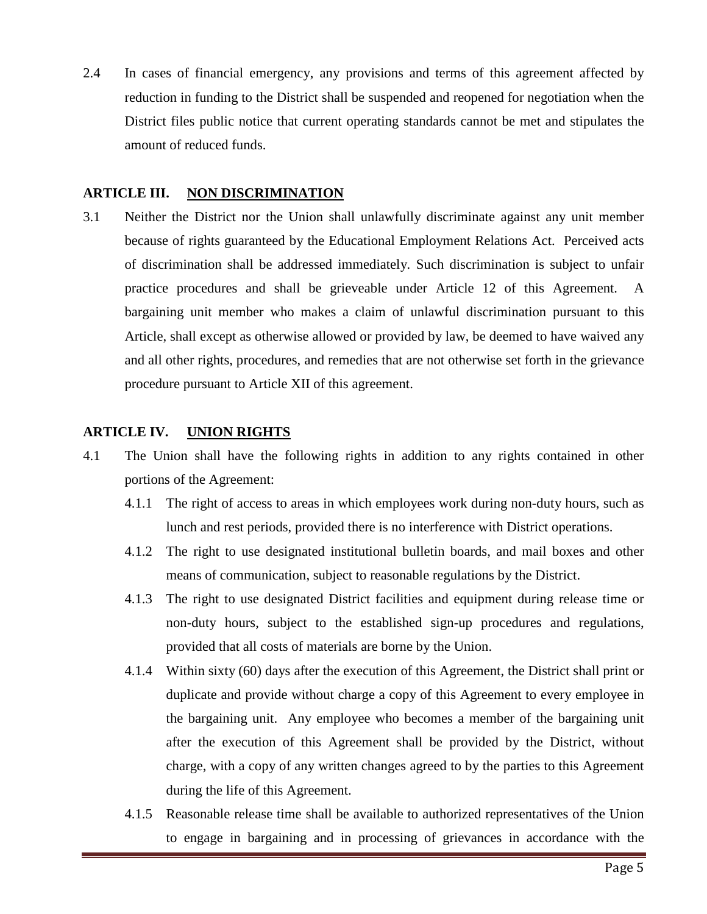2.4 In cases of financial emergency, any provisions and terms of this agreement affected by reduction in funding to the District shall be suspended and reopened for negotiation when the District files public notice that current operating standards cannot be met and stipulates the amount of reduced funds.

## ARTICLE III. NON DISCRIMINATION

3.1 Neither the District nor the Union shall unlawfully discriminate against any unit member because of rights guaranteed by the Educational Employment Relations Act. Perceived acts of discrimination shall be addressed immediately. Such discrimination is subject to unfair practice procedures and shall be grieveable under Article 12 of this Agreement. A bargaining unit member who makes a claim of unlawful discrimination pursuant to this Article, shall except as otherwise allowed or provided by law, be deemed to have waived any and all other rights, procedures, and remedies that are not otherwise set forth in the grievance procedure pursuant to Article XII of this agreement.

## ARTICLE IV. UNION RIGHTS

4.1 The Union shall have the following rights in addition to any rights contained in other portions of the Agreement:

- 4.1.1 The right of access to areas in which employees work during non-duty hours, such as lunch and rest periods, provided there is no interference with District operations.
- 4.1.2 The right to use designated institutional bulletin boards, and mail boxes and other means of communication, subject to reasonable regulations by the District.
- 4.1.3 The right to use designated District facilities and equipment during release time or non-duty hours, subject to the established sign-up procedures and regulations, provided that all costs of materials are borne by the Union.
- 4.1.4 Within sixty (60) days after the execution of this Agreement, the District shall print or duplicate and provide without charge a copy of this Agreement to every employee in the bargaining unit. Any employee who becomes a member of the bargaining unit after the execution of this Agreement shall be provided by the District, without charge, with a copy of any written changes agreed to by the parties to this Agreement during the life of this Agreement.
- 4.1.5 Reasonable release time shall be available to authorized representatives of the Union to engage in bargaining and in processing of grievances in accordance with the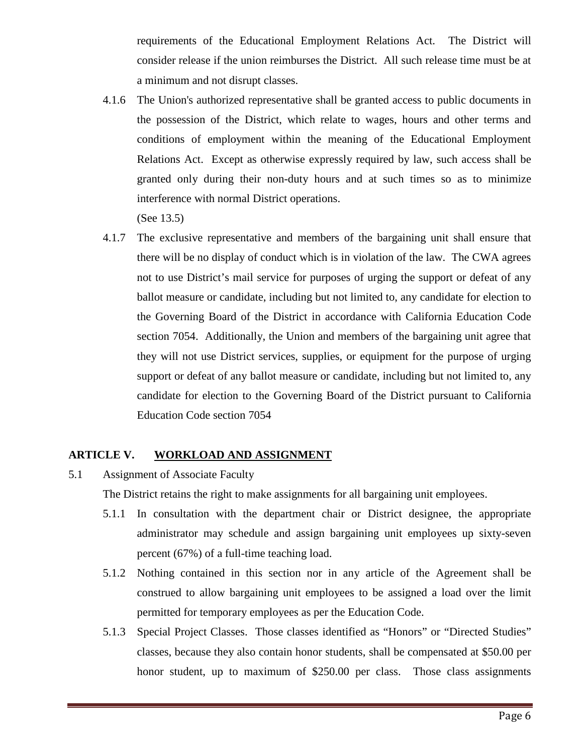requirements of the Educational Employment Relations Act. The District will consider release if the union reimburses the District. All such release time must be at a minimum and not disrupt classes.

4.1.6 The Union's authorized representative shall be granted access to public documents in the possession of the District, which relate to wages, hours and other terms and conditions of employment within the meaning of the Educational Employment Relations Act. Except as otherwise expressly required by law, such access shall be granted only during their non-duty hours and at such times so as to minimize interference with normal District operations.
(See 13.5)

4.1.7 The exclusive representative and members of the bargaining unit shall ensure that there will be no display of conduct which is in violation of the law. The CWA agrees not to use District's mail service for purposes of urging the support or defeat of any ballot measure or candidate, including but not limited to, any candidate for election to the Governing Board of the District in accordance with California Education Code section 7054. Additionally, the Union and members of the bargaining unit agree that they will not use District services, supplies, or equipment for the purpose of urging support or defeat of any ballot measure or candidate, including but not limited to, any candidate for election to the Governing Board of the District pursuant to California Education Code section 7054

## ARTICLE V. <u>WORKLOAD AND ASSIGNMENT</u>

5.1 Assignment of Associate Faculty

The District retains the right to make assignments for all bargaining unit employees.

5.1.1 In consultation with the department chair or District designee, the appropriate administrator may schedule and assign bargaining unit employees up sixty-seven percent (67%) of a full-time teaching load.

5.1.2 Nothing contained in this section nor in any article of the Agreement shall be construed to allow bargaining unit employees to be assigned a load over the limit permitted for temporary employees as per the Education Code.

5.1.3 Special Project Classes. Those classes identified as "Honors" or "Directed Studies" classes, because they also contain honor students, shall be compensated at $50.00 per honor student, up to maximum of $250.00 per class. Those class assignments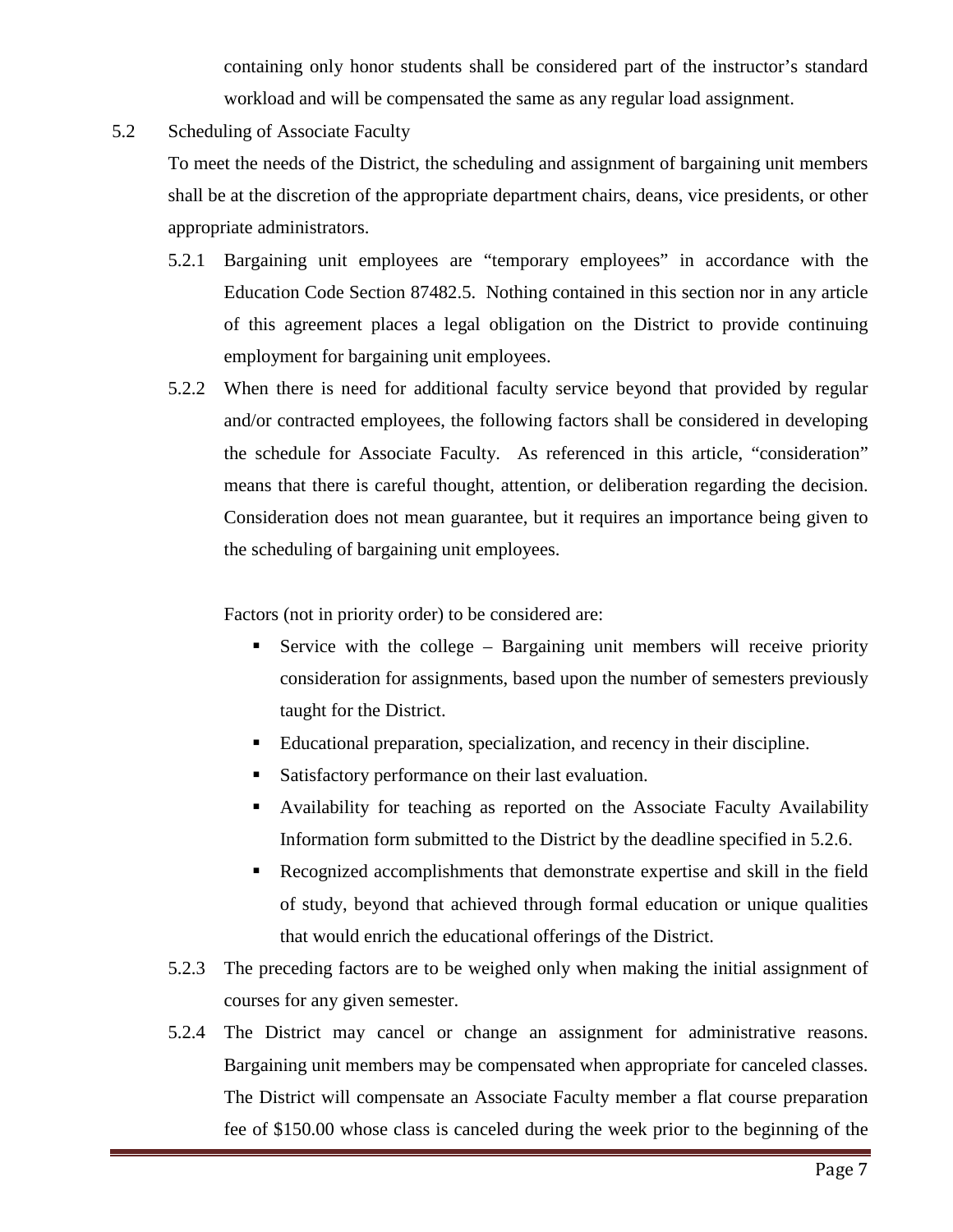containing only honor students shall be considered part of the instructor's standard workload and will be compensated the same as any regular load assignment.

5.2 Scheduling of Associate Faculty

To meet the needs of the District, the scheduling and assignment of bargaining unit members shall be at the discretion of the appropriate department chairs, deans, vice presidents, or other appropriate administrators.

5.2.1 Bargaining unit employees are "temporary employees" in accordance with the Education Code Section 87482.5. Nothing contained in this section nor in any article of this agreement places a legal obligation on the District to provide continuing employment for bargaining unit employees.

5.2.2 When there is need for additional faculty service beyond that provided by regular and/or contracted employees, the following factors shall be considered in developing the schedule for Associate Faculty. As referenced in this article, "consideration" means that there is careful thought, attention, or deliberation regarding the decision. Consideration does not mean guarantee, but it requires an importance being given to the scheduling of bargaining unit employees.

Factors (not in priority order) to be considered are:

- Service with the college – Bargaining unit members will receive priority consideration for assignments, based upon the number of semesters previously taught for the District.
- Educational preparation, specialization, and recency in their discipline.
- Satisfactory performance on their last evaluation.
- Availability for teaching as reported on the Associate Faculty Availability Information form submitted to the District by the deadline specified in 5.2.6.
- Recognized accomplishments that demonstrate expertise and skill in the field of study, beyond that achieved through formal education or unique qualities that would enrich the educational offerings of the District.

5.2.3 The preceding factors are to be weighed only when making the initial assignment of courses for any given semester.

5.2.4 The District may cancel or change an assignment for administrative reasons. Bargaining unit members may be compensated when appropriate for canceled classes. The District will compensate an Associate Faculty member a flat course preparation fee of $150.00 whose class is canceled during the week prior to the beginning of the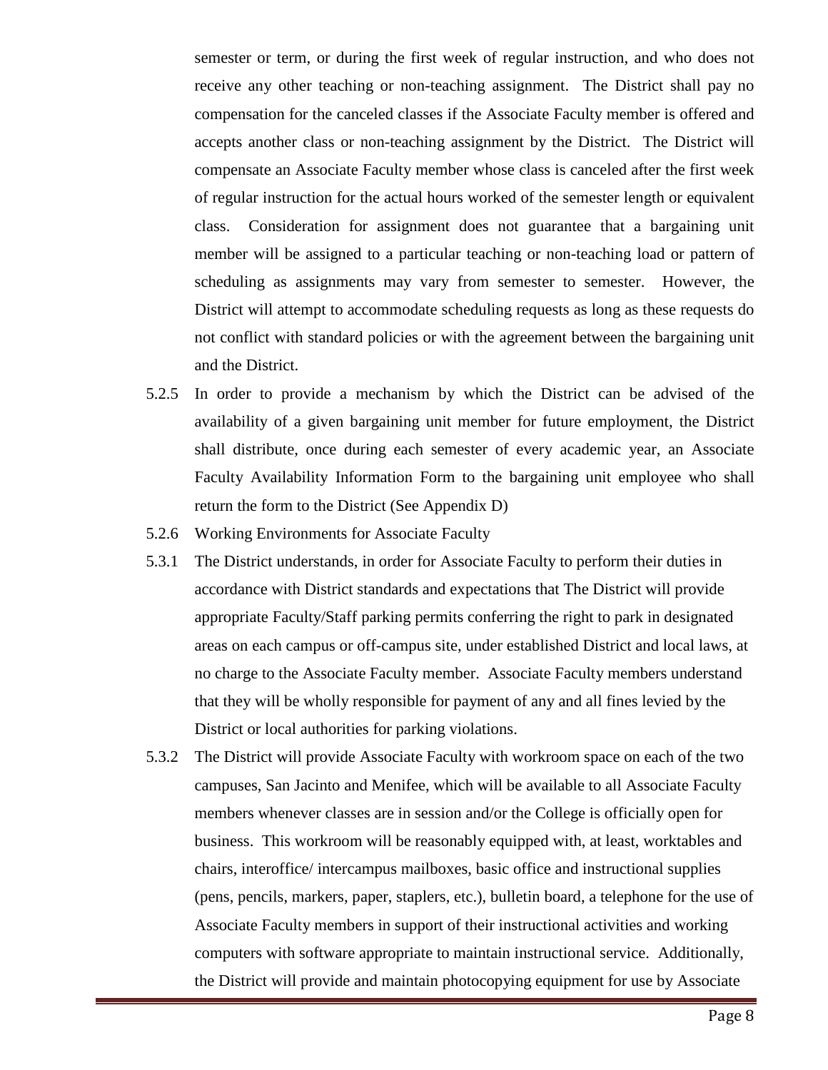semester or term, or during the first week of regular instruction, and who does not receive any other teaching or non-teaching assignment. The District shall pay no compensation for the canceled classes if the Associate Faculty member is offered and accepts another class or non-teaching assignment by the District. The District will compensate an Associate Faculty member whose class is canceled after the first week of regular instruction for the actual hours worked of the semester length or equivalent class. Consideration for assignment does not guarantee that a bargaining unit member will be assigned to a particular teaching or non-teaching load or pattern of scheduling as assignments may vary from semester to semester. However, the District will attempt to accommodate scheduling requests as long as these requests do not conflict with standard policies or with the agreement between the bargaining unit and the District.

5.2.5 In order to provide a mechanism by which the District can be advised of the availability of a given bargaining unit member for future employment, the District shall distribute, once during each semester of every academic year, an Associate Faculty Availability Information Form to the bargaining unit employee who shall return the form to the District (See Appendix D)

5.2.6 Working Environments for Associate Faculty

5.3.1 The District understands, in order for Associate Faculty to perform their duties in accordance with District standards and expectations that The District will provide appropriate Faculty/Staff parking permits conferring the right to park in designated areas on each campus or off-campus site, under established District and local laws, at no charge to the Associate Faculty member. Associate Faculty members understand that they will be wholly responsible for payment of any and all fines levied by the District or local authorities for parking violations.

5.3.2 The District will provide Associate Faculty with workroom space on each of the two campuses, San Jacinto and Menifee, which will be available to all Associate Faculty members whenever classes are in session and/or the College is officially open for business. This workroom will be reasonably equipped with, at least, worktables and chairs, interoffice/ intercampus mailboxes, basic office and instructional supplies (pens, pencils, markers, paper, staplers, etc.), bulletin board, a telephone for the use of Associate Faculty members in support of their instructional activities and working computers with software appropriate to maintain instructional service. Additionally, the District will provide and maintain photocopying equipment for use by Associate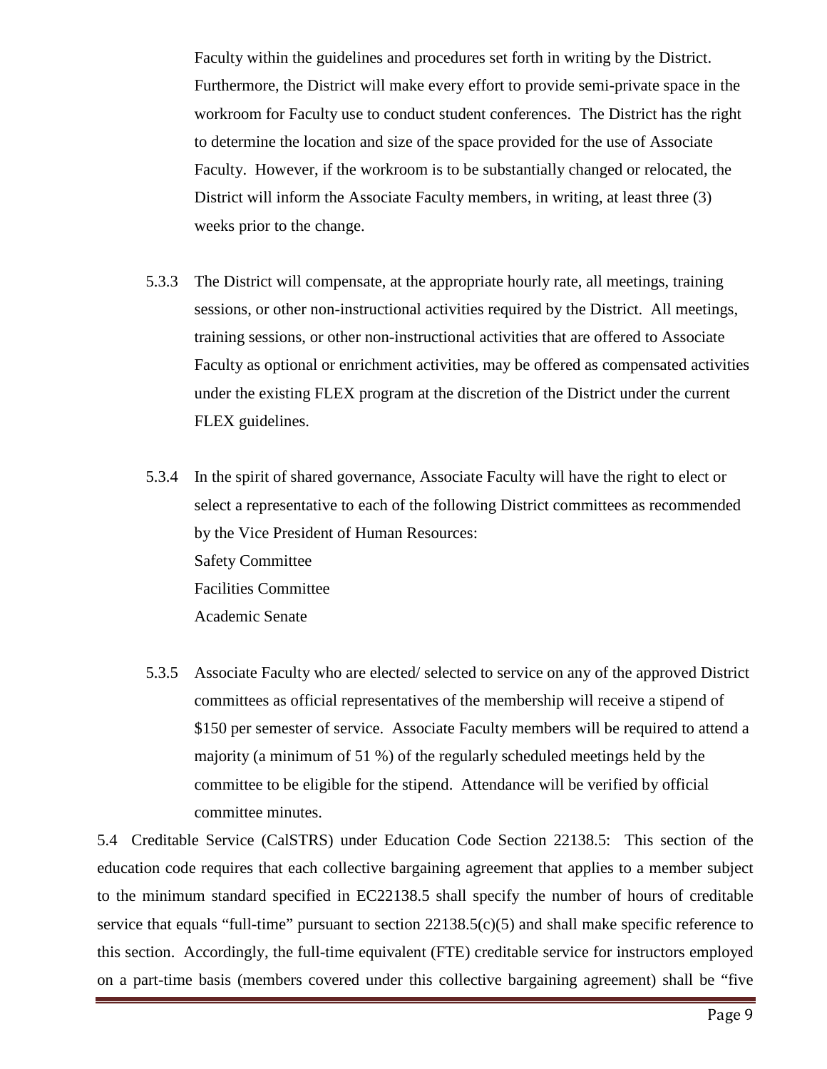Faculty within the guidelines and procedures set forth in writing by the District. Furthermore, the District will make every effort to provide semi-private space in the workroom for Faculty use to conduct student conferences. The District has the right to determine the location and size of the space provided for the use of Associate Faculty. However, if the workroom is to be substantially changed or relocated, the District will inform the Associate Faculty members, in writing, at least three (3) weeks prior to the change.

5.3.3 The District will compensate, at the appropriate hourly rate, all meetings, training sessions, or other non-instructional activities required by the District. All meetings, training sessions, or other non-instructional activities that are offered to Associate Faculty as optional or enrichment activities, may be offered as compensated activities under the existing FLEX program at the discretion of the District under the current FLEX guidelines.

5.3.4 In the spirit of shared governance, Associate Faculty will have the right to elect or select a representative to each of the following District committees as recommended by the Vice President of Human Resources:
Safety Committee
Facilities Committee
Academic Senate

5.3.5 Associate Faculty who are elected/ selected to service on any of the approved District committees as official representatives of the membership will receive a stipend of $150 per semester of service. Associate Faculty members will be required to attend a majority (a minimum of 51 %) of the regularly scheduled meetings held by the committee to be eligible for the stipend. Attendance will be verified by official committee minutes.

5.4 Creditable Service (CalSTRS) under Education Code Section 22138.5: This section of the education code requires that each collective bargaining agreement that applies to a member subject to the minimum standard specified in EC22138.5 shall specify the number of hours of creditable service that equals "full-time" pursuant to section 22138.5(c)(5) and shall make specific reference to this section. Accordingly, the full-time equivalent (FTE) creditable service for instructors employed on a part-time basis (members covered under this collective bargaining agreement) shall be "five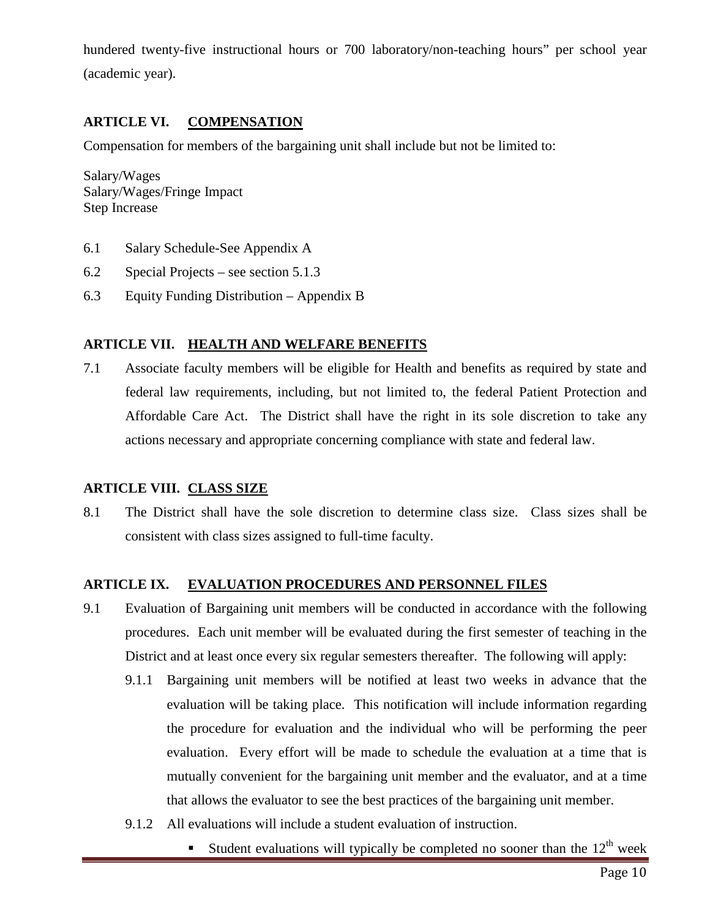hundered twenty-five instructional hours or 700 laboratory/non-teaching hours" per school year (academic year).

## ARTICLE VI. COMPENSATION

Compensation for members of the bargaining unit shall include but not be limited to:

Salary/Wages
Salary/Wages/Fringe Impact
Step Increase

6.1 Salary Schedule-See Appendix A

6.2 Special Projects – see section 5.1.3

6.3 Equity Funding Distribution – Appendix B

## ARTICLE VII. HEALTH AND WELFARE BENEFITS

7.1 Associate faculty members will be eligible for Health and benefits as required by state and federal law requirements, including, but not limited to, the federal Patient Protection and Affordable Care Act. The District shall have the right in its sole discretion to take any actions necessary and appropriate concerning compliance with state and federal law.

## ARTICLE VIII. CLASS SIZE

8.1 The District shall have the sole discretion to determine class size. Class sizes shall be consistent with class sizes assigned to full-time faculty.

## ARTICLE IX. EVALUATION PROCEDURES AND PERSONNEL FILES

9.1 Evaluation of Bargaining unit members will be conducted in accordance with the following procedures. Each unit member will be evaluated during the first semester of teaching in the District and at least once every six regular semesters thereafter. The following will apply:

9.1.1 Bargaining unit members will be notified at least two weeks in advance that the evaluation will be taking place. This notification will include information regarding the procedure for evaluation and the individual who will be performing the peer evaluation. Every effort will be made to schedule the evaluation at a time that is mutually convenient for the bargaining unit member and the evaluator, and at a time that allows the evaluator to see the best practices of the bargaining unit member.

9.1.2 All evaluations will include a student evaluation of instruction.

- Student evaluations will typically be completed no sooner than the 12th week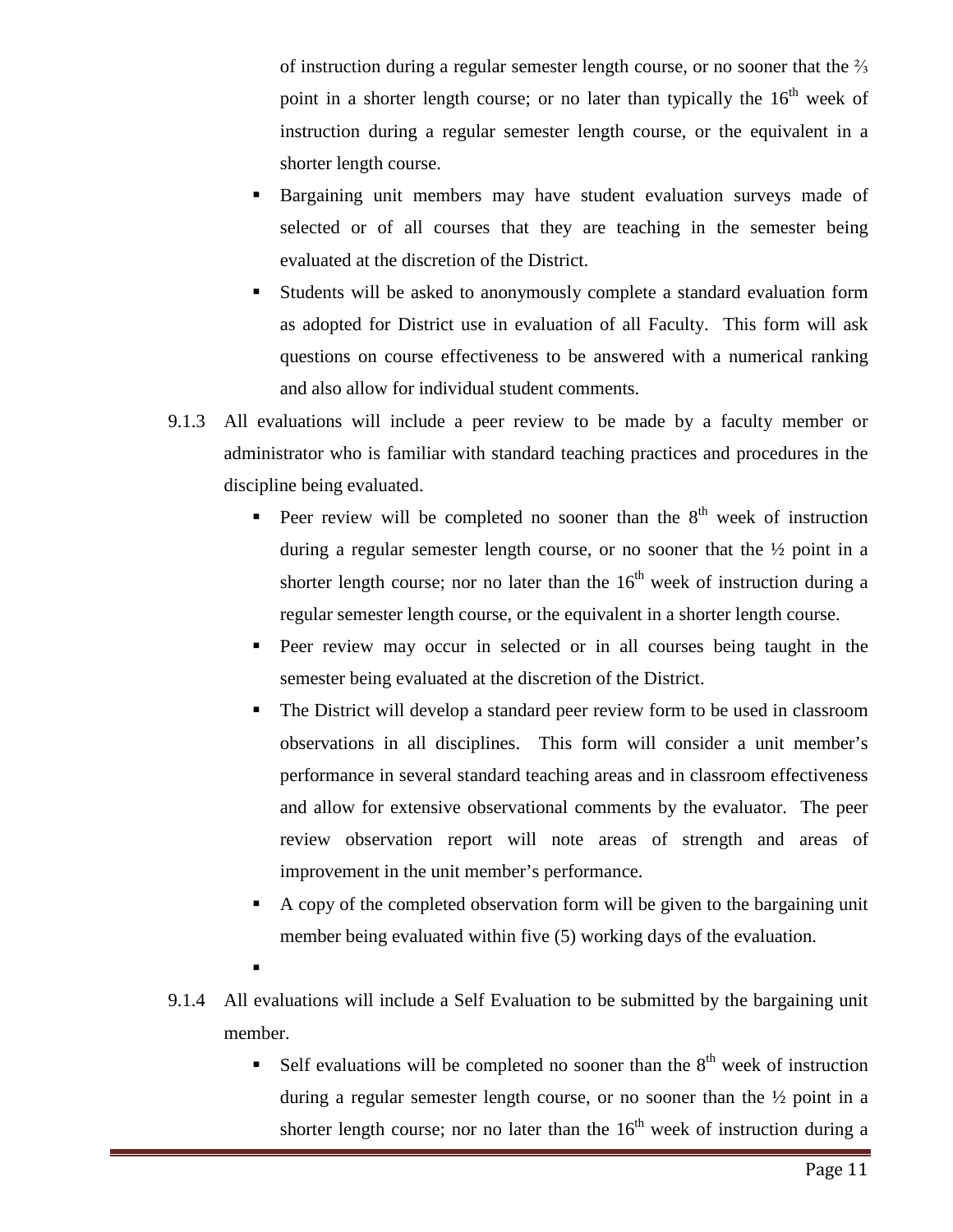of instruction during a regular semester length course, or no sooner that the ⅔ point in a shorter length course; or no later than typically the 16th week of instruction during a regular semester length course, or the equivalent in a shorter length course.

- Bargaining unit members may have student evaluation surveys made of selected or of all courses that they are teaching in the semester being evaluated at the discretion of the District.
- Students will be asked to anonymously complete a standard evaluation form as adopted for District use in evaluation of all Faculty. This form will ask questions on course effectiveness to be answered with a numerical ranking and also allow for individual student comments.

9.1.3 All evaluations will include a peer review to be made by a faculty member or administrator who is familiar with standard teaching practices and procedures in the discipline being evaluated.

- Peer review will be completed no sooner than the 8th week of instruction during a regular semester length course, or no sooner that the ½ point in a shorter length course; nor no later than the 16th week of instruction during a regular semester length course, or the equivalent in a shorter length course.
- Peer review may occur in selected or in all courses being taught in the semester being evaluated at the discretion of the District.
- The District will develop a standard peer review form to be used in classroom observations in all disciplines. This form will consider a unit member's performance in several standard teaching areas and in classroom effectiveness and allow for extensive observational comments by the evaluator. The peer review observation report will note areas of strength and areas of improvement in the unit member's performance.
- A copy of the completed observation form will be given to the bargaining unit member being evaluated within five (5) working days of the evaluation.

9.1.4 All evaluations will include a Self Evaluation to be submitted by the bargaining unit member.

- Self evaluations will be completed no sooner than the 8th week of instruction during a regular semester length course, or no sooner than the ½ point in a shorter length course; nor no later than the 16th week of instruction during a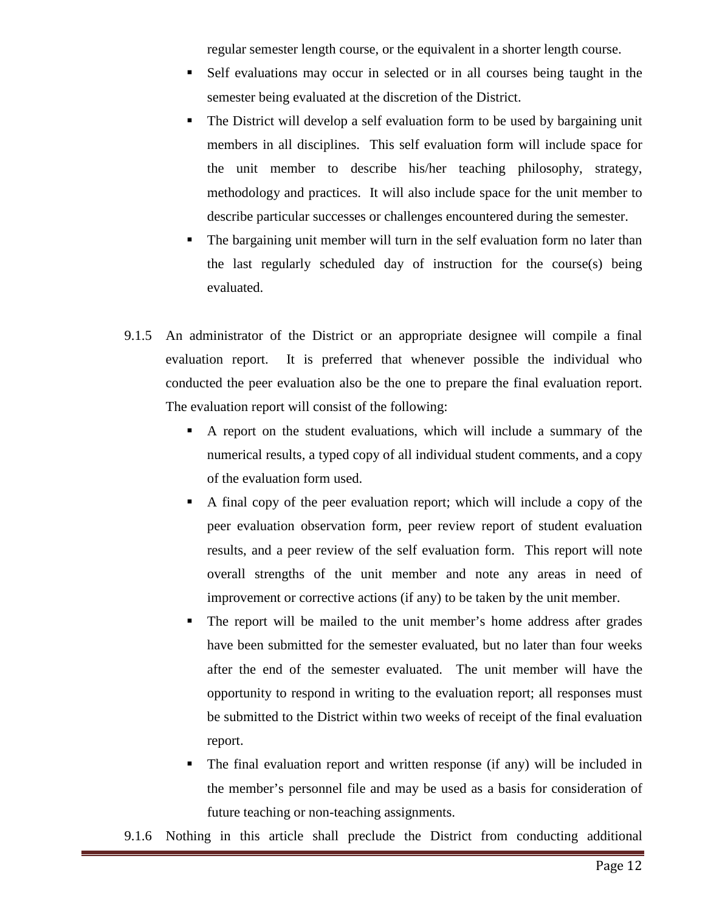regular semester length course, or the equivalent in a shorter length course.

- Self evaluations may occur in selected or in all courses being taught in the semester being evaluated at the discretion of the District.
- The District will develop a self evaluation form to be used by bargaining unit members in all disciplines. This self evaluation form will include space for the unit member to describe his/her teaching philosophy, strategy, methodology and practices. It will also include space for the unit member to describe particular successes or challenges encountered during the semester.
- The bargaining unit member will turn in the self evaluation form no later than the last regularly scheduled day of instruction for the course(s) being evaluated.

9.1.5 An administrator of the District or an appropriate designee will compile a final evaluation report. It is preferred that whenever possible the individual who conducted the peer evaluation also be the one to prepare the final evaluation report. The evaluation report will consist of the following:

- A report on the student evaluations, which will include a summary of the numerical results, a typed copy of all individual student comments, and a copy of the evaluation form used.
- A final copy of the peer evaluation report; which will include a copy of the peer evaluation observation form, peer review report of student evaluation results, and a peer review of the self evaluation form. This report will note overall strengths of the unit member and note any areas in need of improvement or corrective actions (if any) to be taken by the unit member.
- The report will be mailed to the unit member's home address after grades have been submitted for the semester evaluated, but no later than four weeks after the end of the semester evaluated. The unit member will have the opportunity to respond in writing to the evaluation report; all responses must be submitted to the District within two weeks of receipt of the final evaluation report.
- The final evaluation report and written response (if any) will be included in the member's personnel file and may be used as a basis for consideration of future teaching or non-teaching assignments.

9.1.6 Nothing in this article shall preclude the District from conducting additional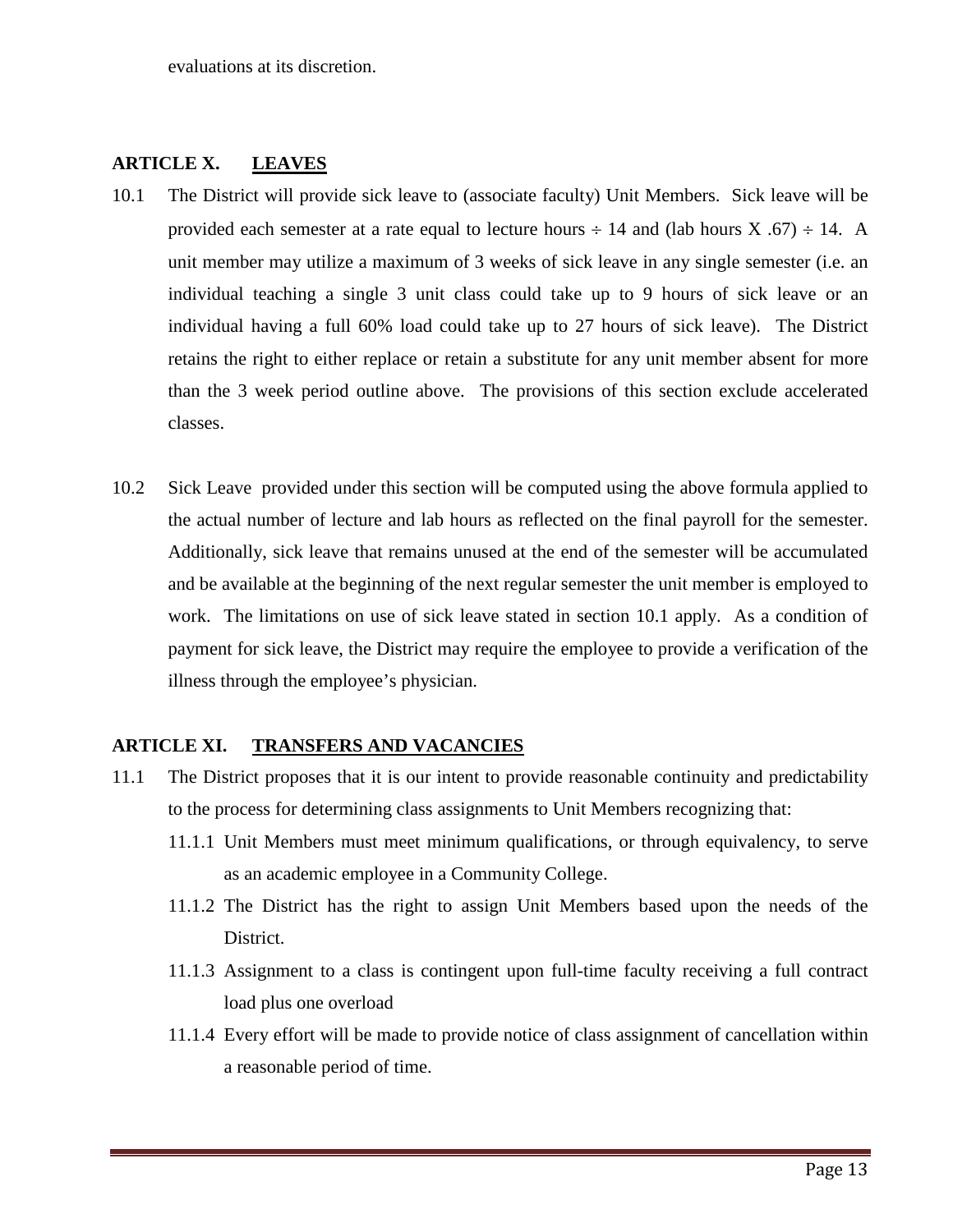evaluations at its discretion.

## ARTICLE X. LEAVES

10.1 The District will provide sick leave to (associate faculty) Unit Members. Sick leave will be provided each semester at a rate equal to lecture hours $\div$ 14 and (lab hours X .67) $\div$ 14. A unit member may utilize a maximum of 3 weeks of sick leave in any single semester (i.e. an individual teaching a single 3 unit class could take up to 9 hours of sick leave or an individual having a full 60% load could take up to 27 hours of sick leave). The District retains the right to either replace or retain a substitute for any unit member absent for more than the 3 week period outline above. The provisions of this section exclude accelerated classes.

10.2 Sick Leave provided under this section will be computed using the above formula applied to the actual number of lecture and lab hours as reflected on the final payroll for the semester. Additionally, sick leave that remains unused at the end of the semester will be accumulated and be available at the beginning of the next regular semester the unit member is employed to work. The limitations on use of sick leave stated in section 10.1 apply. As a condition of payment for sick leave, the District may require the employee to provide a verification of the illness through the employee's physician.

## ARTICLE XI. TRANSFERS AND VACANCIES

11.1 The District proposes that it is our intent to provide reasonable continuity and predictability to the process for determining class assignments to Unit Members recognizing that:

- 11.1.1 Unit Members must meet minimum qualifications, or through equivalency, to serve as an academic employee in a Community College.
- 11.1.2 The District has the right to assign Unit Members based upon the needs of the District.
- 11.1.3 Assignment to a class is contingent upon full-time faculty receiving a full contract load plus one overload
- 11.1.4 Every effort will be made to provide notice of class assignment of cancellation within a reasonable period of time.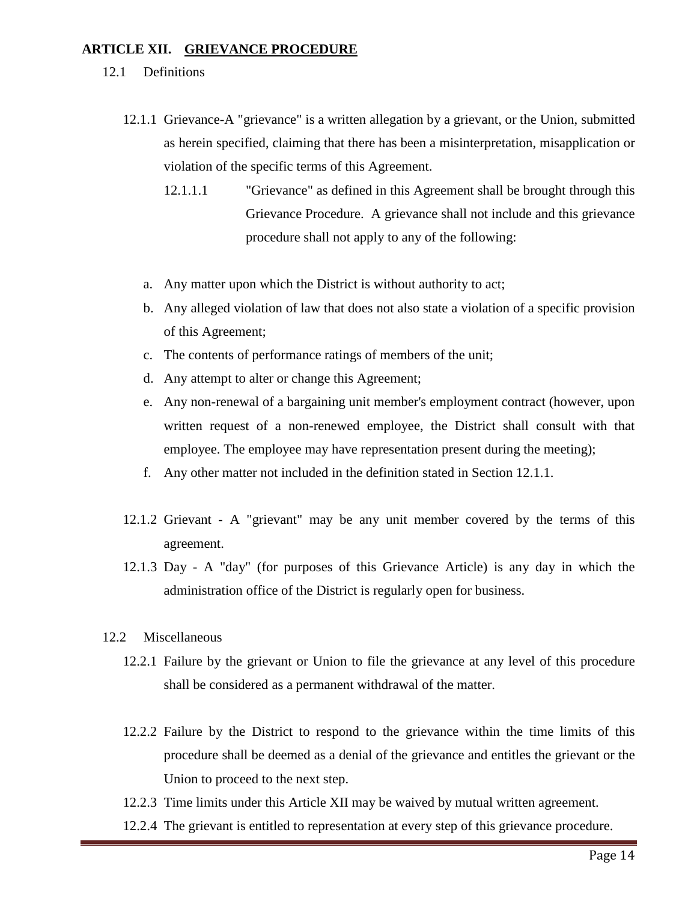## ARTICLE XII. GRIEVANCE PROCEDURE

12.1 Definitions

12.1.1 Grievance-A "grievance" is a written allegation by a grievant, or the Union, submitted as herein specified, claiming that there has been a misinterpretation, misapplication or violation of the specific terms of this Agreement.

12.1.1.1 "Grievance" as defined in this Agreement shall be brought through this Grievance Procedure. A grievance shall not include and this grievance procedure shall not apply to any of the following:

a. Any matter upon which the District is without authority to act;
b. Any alleged violation of law that does not also state a violation of a specific provision of this Agreement;
c. The contents of performance ratings of members of the unit;
d. Any attempt to alter or change this Agreement;
e. Any non-renewal of a bargaining unit member's employment contract (however, upon written request of a non-renewed employee, the District shall consult with that employee. The employee may have representation present during the meeting);
f. Any other matter not included in the definition stated in Section 12.1.1.

12.1.2 Grievant - A "grievant" may be any unit member covered by the terms of this agreement.

12.1.3 Day - A "day" (for purposes of this Grievance Article) is any day in which the administration office of the District is regularly open for business.

12.2 Miscellaneous

12.2.1 Failure by the grievant or Union to file the grievance at any level of this procedure shall be considered as a permanent withdrawal of the matter.

12.2.2 Failure by the District to respond to the grievance within the time limits of this procedure shall be deemed as a denial of the grievance and entitles the grievant or the Union to proceed to the next step.

12.2.3 Time limits under this Article XII may be waived by mutual written agreement.

12.2.4 The grievant is entitled to representation at every step of this grievance procedure.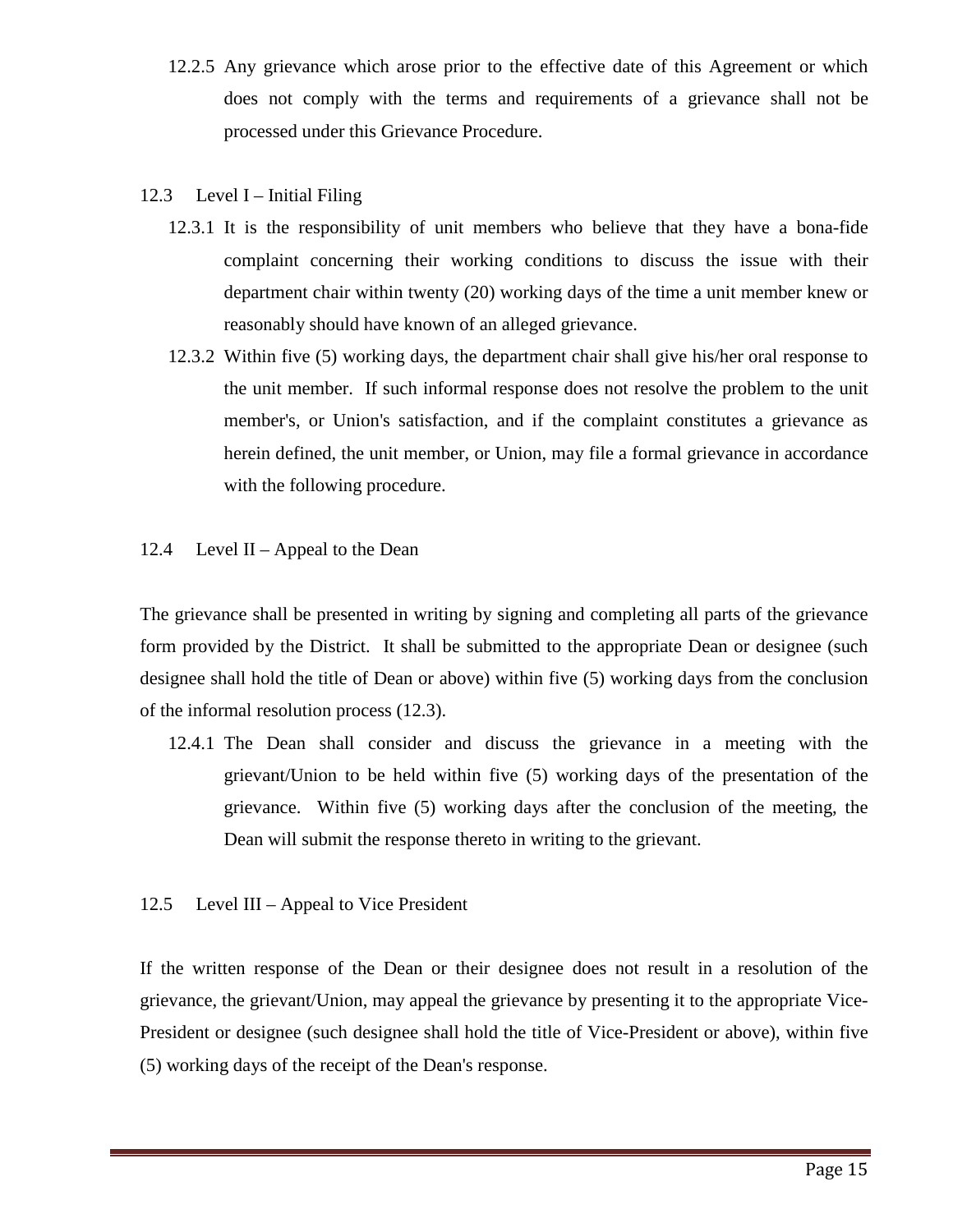12.2.5 Any grievance which arose prior to the effective date of this Agreement or which does not comply with the terms and requirements of a grievance shall not be processed under this Grievance Procedure.

12.3 Level I – Initial Filing

12.3.1 It is the responsibility of unit members who believe that they have a bona-fide complaint concerning their working conditions to discuss the issue with their department chair within twenty (20) working days of the time a unit member knew or reasonably should have known of an alleged grievance.

12.3.2 Within five (5) working days, the department chair shall give his/her oral response to the unit member. If such informal response does not resolve the problem to the unit member's, or Union's satisfaction, and if the complaint constitutes a grievance as herein defined, the unit member, or Union, may file a formal grievance in accordance with the following procedure.

12.4 Level II – Appeal to the Dean

The grievance shall be presented in writing by signing and completing all parts of the grievance form provided by the District. It shall be submitted to the appropriate Dean or designee (such designee shall hold the title of Dean or above) within five (5) working days from the conclusion of the informal resolution process (12.3).

12.4.1 The Dean shall consider and discuss the grievance in a meeting with the grievant/Union to be held within five (5) working days of the presentation of the grievance. Within five (5) working days after the conclusion of the meeting, the Dean will submit the response thereto in writing to the grievant.

12.5 Level III – Appeal to Vice President

If the written response of the Dean or their designee does not result in a resolution of the grievance, the grievant/Union, may appeal the grievance by presenting it to the appropriate Vice-President or designee (such designee shall hold the title of Vice-President or above), within five (5) working days of the receipt of the Dean's response.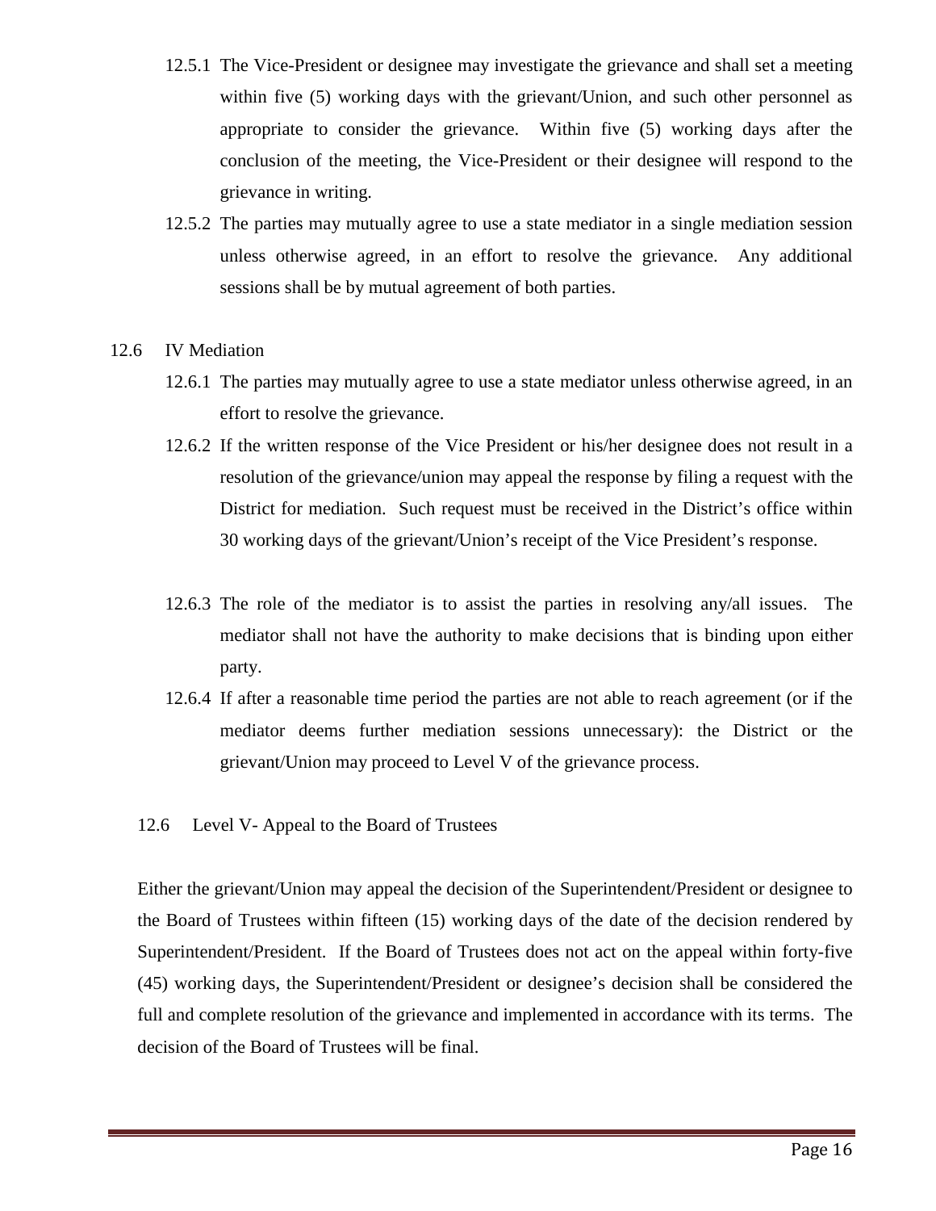12.5.1 The Vice-President or designee may investigate the grievance and shall set a meeting within five (5) working days with the grievant/Union, and such other personnel as appropriate to consider the grievance. Within five (5) working days after the conclusion of the meeting, the Vice-President or their designee will respond to the grievance in writing.

12.5.2 The parties may mutually agree to use a state mediator in a single mediation session unless otherwise agreed, in an effort to resolve the grievance. Any additional sessions shall be by mutual agreement of both parties.

12.6 IV Mediation

12.6.1 The parties may mutually agree to use a state mediator unless otherwise agreed, in an effort to resolve the grievance.

12.6.2 If the written response of the Vice President or his/her designee does not result in a resolution of the grievance/union may appeal the response by filing a request with the District for mediation. Such request must be received in the District's office within 30 working days of the grievant/Union's receipt of the Vice President's response.

12.6.3 The role of the mediator is to assist the parties in resolving any/all issues. The mediator shall not have the authority to make decisions that is binding upon either party.

12.6.4 If after a reasonable time period the parties are not able to reach agreement (or if the mediator deems further mediation sessions unnecessary): the District or the grievant/Union may proceed to Level V of the grievance process.

12.6 Level V- Appeal to the Board of Trustees

Either the grievant/Union may appeal the decision of the Superintendent/President or designee to the Board of Trustees within fifteen (15) working days of the date of the decision rendered by Superintendent/President. If the Board of Trustees does not act on the appeal within forty-five (45) working days, the Superintendent/President or designee's decision shall be considered the full and complete resolution of the grievance and implemented in accordance with its terms. The decision of the Board of Trustees will be final.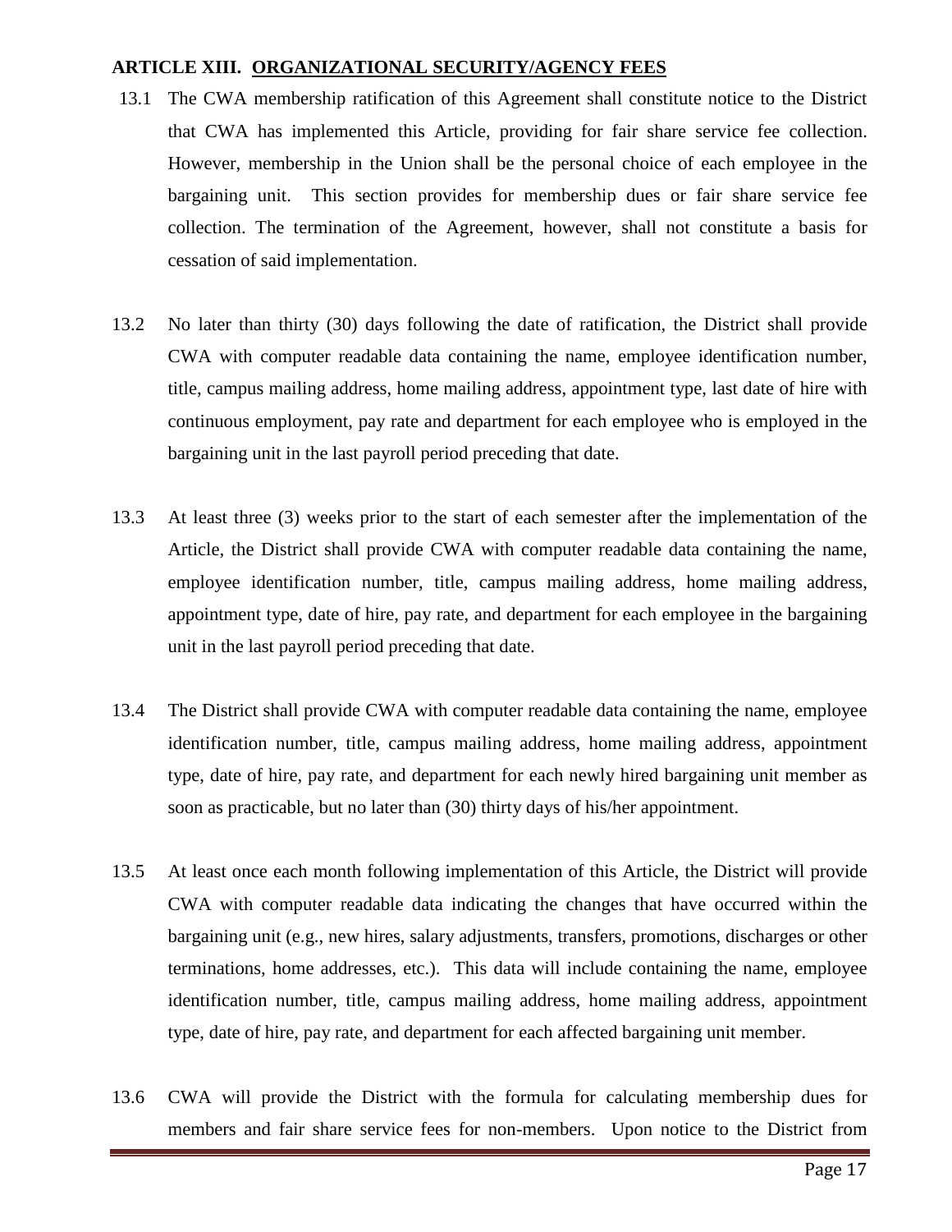## ARTICLE XIII. ORGANIZATIONAL SECURITY/AGENCY FEES

13.1 The CWA membership ratification of this Agreement shall constitute notice to the District that CWA has implemented this Article, providing for fair share service fee collection. However, membership in the Union shall be the personal choice of each employee in the bargaining unit. This section provides for membership dues or fair share service fee collection. The termination of the Agreement, however, shall not constitute a basis for cessation of said implementation.

13.2 No later than thirty (30) days following the date of ratification, the District shall provide CWA with computer readable data containing the name, employee identification number, title, campus mailing address, home mailing address, appointment type, last date of hire with continuous employment, pay rate and department for each employee who is employed in the bargaining unit in the last payroll period preceding that date.

13.3 At least three (3) weeks prior to the start of each semester after the implementation of the Article, the District shall provide CWA with computer readable data containing the name, employee identification number, title, campus mailing address, home mailing address, appointment type, date of hire, pay rate, and department for each employee in the bargaining unit in the last payroll period preceding that date.

13.4 The District shall provide CWA with computer readable data containing the name, employee identification number, title, campus mailing address, home mailing address, appointment type, date of hire, pay rate, and department for each newly hired bargaining unit member as soon as practicable, but no later than (30) thirty days of his/her appointment.

13.5 At least once each month following implementation of this Article, the District will provide CWA with computer readable data indicating the changes that have occurred within the bargaining unit (e.g., new hires, salary adjustments, transfers, promotions, discharges or other terminations, home addresses, etc.). This data will include containing the name, employee identification number, title, campus mailing address, home mailing address, appointment type, date of hire, pay rate, and department for each affected bargaining unit member.

13.6 CWA will provide the District with the formula for calculating membership dues for members and fair share service fees for non-members. Upon notice to the District from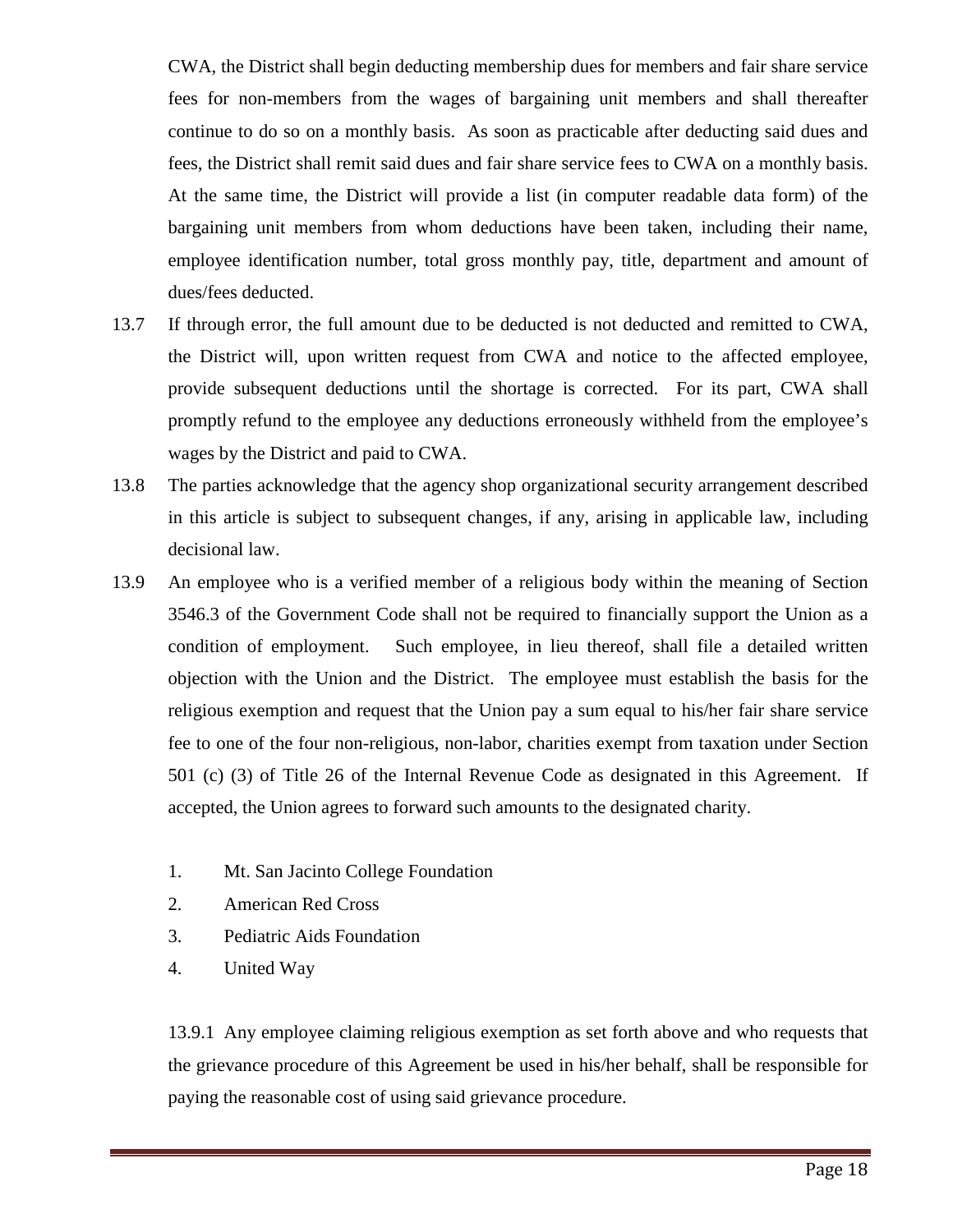CWA, the District shall begin deducting membership dues for members and fair share service fees for non-members from the wages of bargaining unit members and shall thereafter continue to do so on a monthly basis. As soon as practicable after deducting said dues and fees, the District shall remit said dues and fair share service fees to CWA on a monthly basis. At the same time, the District will provide a list (in computer readable data form) of the bargaining unit members from whom deductions have been taken, including their name, employee identification number, total gross monthly pay, title, department and amount of dues/fees deducted.

13.7 If through error, the full amount due to be deducted is not deducted and remitted to CWA, the District will, upon written request from CWA and notice to the affected employee, provide subsequent deductions until the shortage is corrected. For its part, CWA shall promptly refund to the employee any deductions erroneously withheld from the employee's wages by the District and paid to CWA.

13.8 The parties acknowledge that the agency shop organizational security arrangement described in this article is subject to subsequent changes, if any, arising in applicable law, including decisional law.

13.9 An employee who is a verified member of a religious body within the meaning of Section 3546.3 of the Government Code shall not be required to financially support the Union as a condition of employment. Such employee, in lieu thereof, shall file a detailed written objection with the Union and the District. The employee must establish the basis for the religious exemption and request that the Union pay a sum equal to his/her fair share service fee to one of the four non-religious, non-labor, charities exempt from taxation under Section 501 (c) (3) of Title 26 of the Internal Revenue Code as designated in this Agreement. If accepted, the Union agrees to forward such amounts to the designated charity.

1. Mt. San Jacinto College Foundation
2. American Red Cross
3. Pediatric Aids Foundation
4. United Way

13.9.1 Any employee claiming religious exemption as set forth above and who requests that the grievance procedure of this Agreement be used in his/her behalf, shall be responsible for paying the reasonable cost of using said grievance procedure.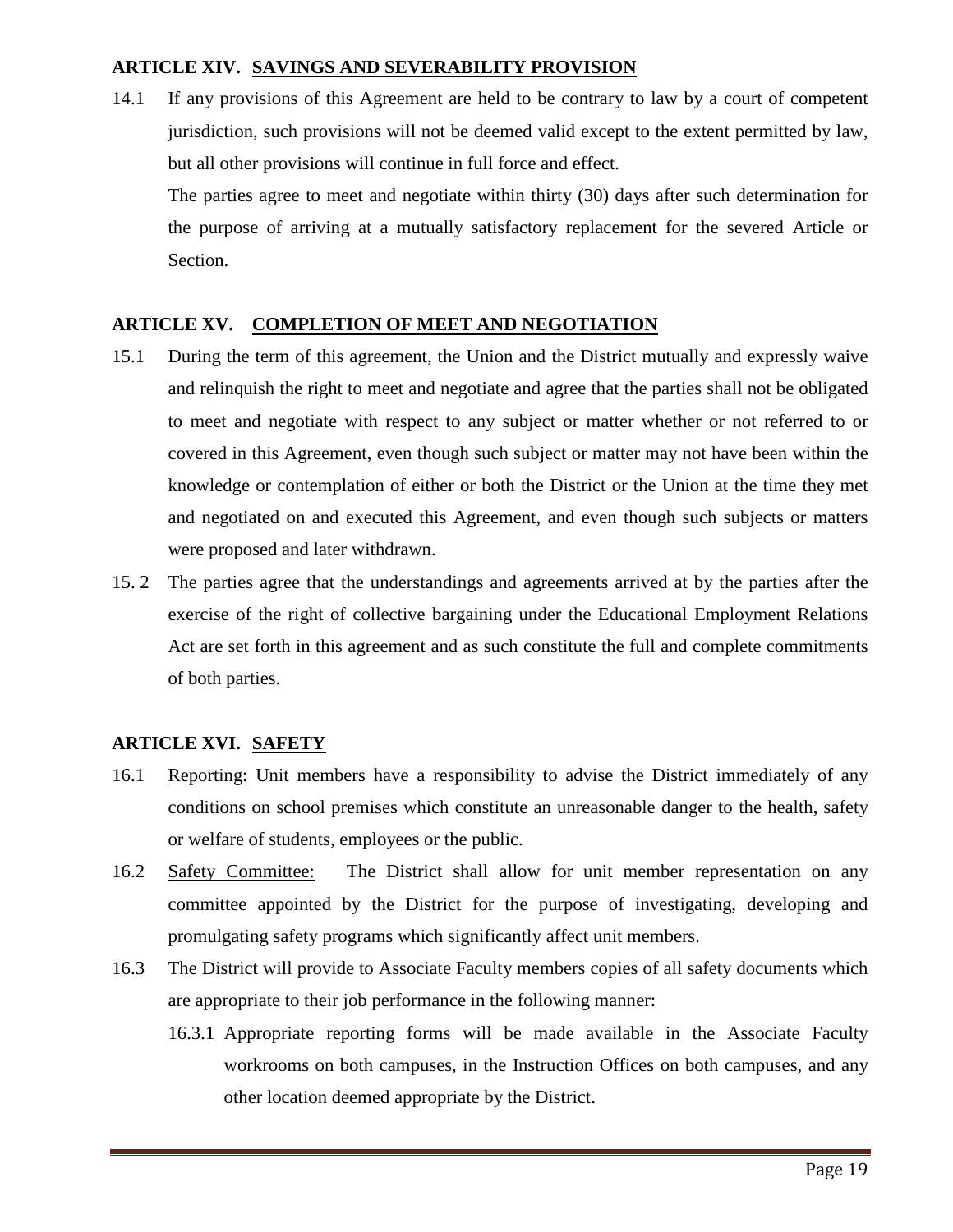## ARTICLE XIV. <u>SAVINGS AND SEVERABILITY PROVISION</u>

14.1 If any provisions of this Agreement are held to be contrary to law by a court of competent jurisdiction, such provisions will not be deemed valid except to the extent permitted by law, but all other provisions will continue in full force and effect.

The parties agree to meet and negotiate within thirty (30) days after such determination for the purpose of arriving at a mutually satisfactory replacement for the severed Article or Section.

## ARTICLE XV. <u>COMPLETION OF MEET AND NEGOTIATION</u>

15.1 During the term of this agreement, the Union and the District mutually and expressly waive and relinquish the right to meet and negotiate and agree that the parties shall not be obligated to meet and negotiate with respect to any subject or matter whether or not referred to or covered in this Agreement, even though such subject or matter may not have been within the knowledge or contemplation of either or both the District or the Union at the time they met and negotiated on and executed this Agreement, and even though such subjects or matters were proposed and later withdrawn.

15. 2 The parties agree that the understandings and agreements arrived at by the parties after the exercise of the right of collective bargaining under the Educational Employment Relations Act are set forth in this agreement and as such constitute the full and complete commitments of both parties.

## ARTICLE XVI. <u>SAFETY</u>

16.1 <u>Reporting:</u> Unit members have a responsibility to advise the District immediately of any conditions on school premises which constitute an unreasonable danger to the health, safety or welfare of students, employees or the public.

16.2 <u>Safety Committee:</u> The District shall allow for unit member representation on any committee appointed by the District for the purpose of investigating, developing and promulgating safety programs which significantly affect unit members.

16.3 The District will provide to Associate Faculty members copies of all safety documents which are appropriate to their job performance in the following manner:

16.3.1 Appropriate reporting forms will be made available in the Associate Faculty workrooms on both campuses, in the Instruction Offices on both campuses, and any other location deemed appropriate by the District.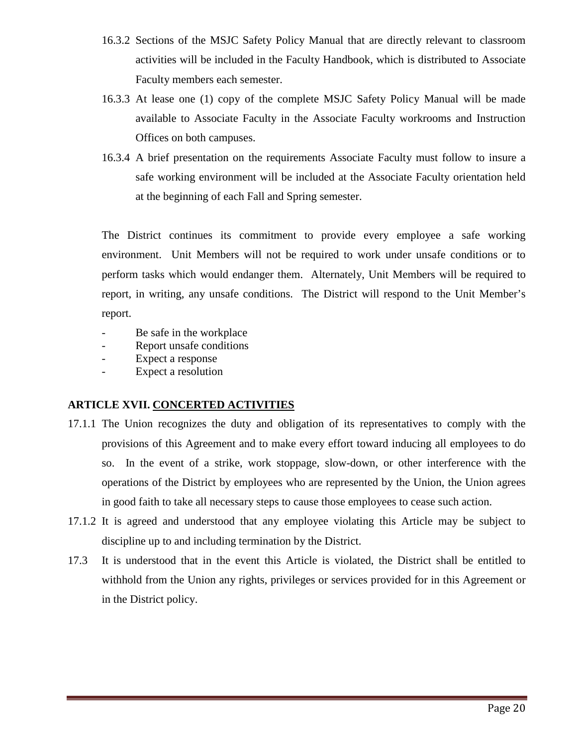16.3.2 Sections of the MSJC Safety Policy Manual that are directly relevant to classroom activities will be included in the Faculty Handbook, which is distributed to Associate Faculty members each semester.

16.3.3 At lease one (1) copy of the complete MSJC Safety Policy Manual will be made available to Associate Faculty in the Associate Faculty workrooms and Instruction Offices on both campuses.

16.3.4 A brief presentation on the requirements Associate Faculty must follow to insure a safe working environment will be included at the Associate Faculty orientation held at the beginning of each Fall and Spring semester.

The District continues its commitment to provide every employee a safe working environment. Unit Members will not be required to work under unsafe conditions or to perform tasks which would endanger them. Alternately, Unit Members will be required to report, in writing, any unsafe conditions. The District will respond to the Unit Member's report.

- Be safe in the workplace
- Report unsafe conditions
- Expect a response
- Expect a resolution

## ARTICLE XVII. CONCERTED ACTIVITIES

17.1.1 The Union recognizes the duty and obligation of its representatives to comply with the provisions of this Agreement and to make every effort toward inducing all employees to do so. In the event of a strike, work stoppage, slow-down, or other interference with the operations of the District by employees who are represented by the Union, the Union agrees in good faith to take all necessary steps to cause those employees to cease such action.

17.1.2 It is agreed and understood that any employee violating this Article may be subject to discipline up to and including termination by the District.

17.3 It is understood that in the event this Article is violated, the District shall be entitled to withhold from the Union any rights, privileges or services provided for in this Agreement or in the District policy.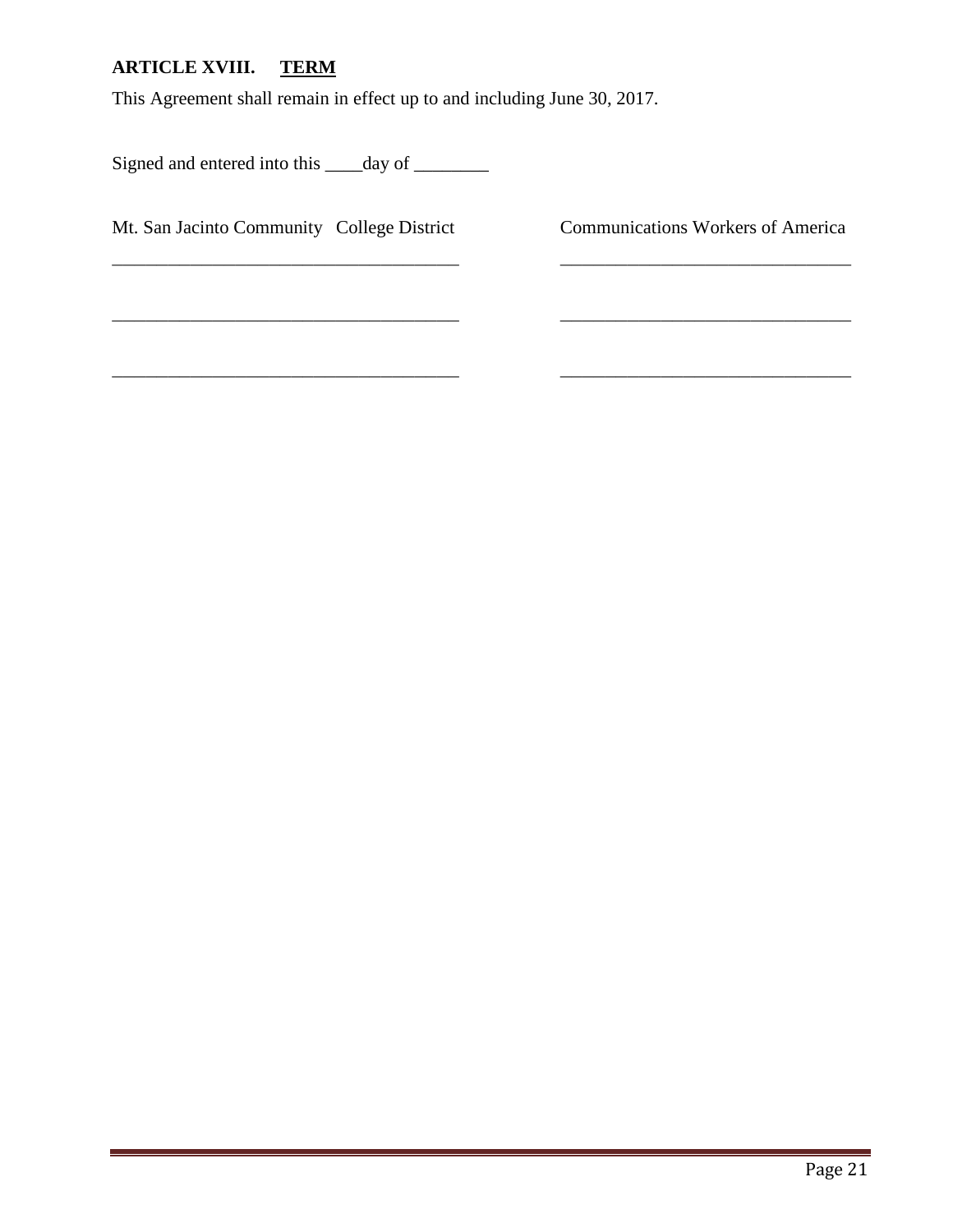## ARTICLE XVIII. TERM

This Agreement shall remain in effect up to and including June 30, 2017.

Signed and entered into this ____day of ________

| Mt. San Jacinto Community College District | Communications Workers of America |
| --- | --- |
| ______________________________________ | ________________________________ |
| ______________________________________ | ________________________________ |
| ______________________________________ | ________________________________ |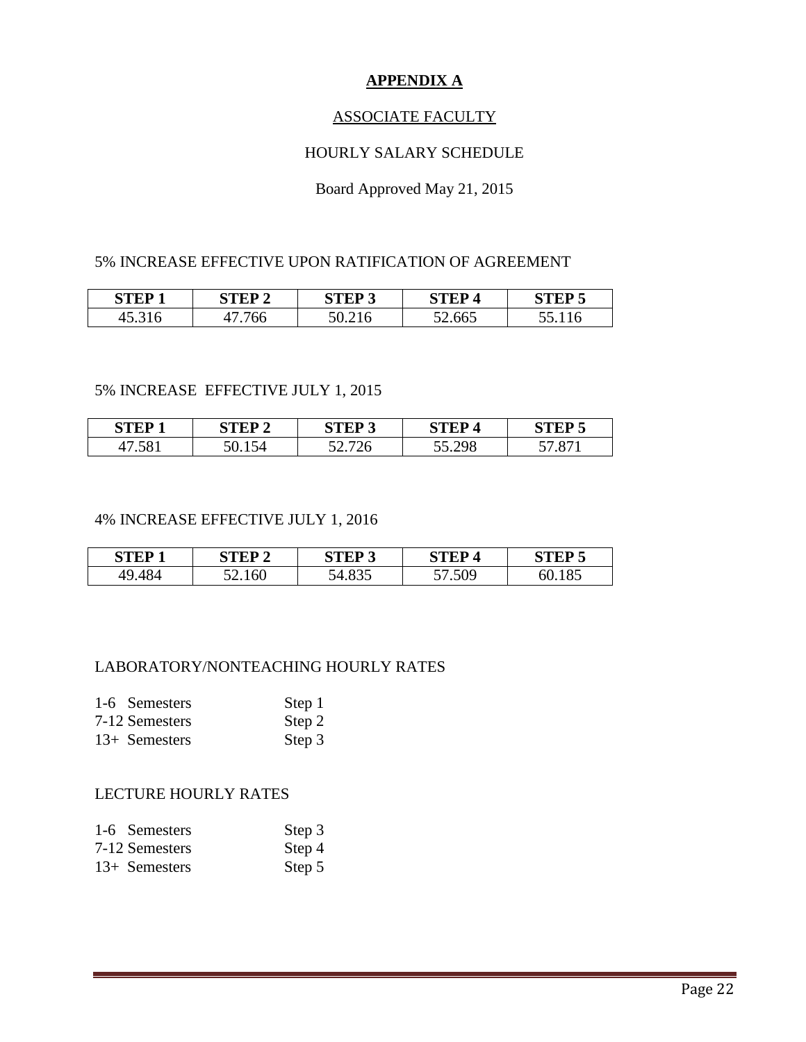# APPENDIX A

## ASSOCIATE FACULTY

HOURLY SALARY SCHEDULE

Board Approved May 21, 2015

5% INCREASE EFFECTIVE UPON RATIFICATION OF AGREEMENT

| STEP 1 | STEP 2 | STEP 3 | STEP 4 | STEP 5 |
|---|---|---|---|---|
| 45.316 | 47.766 | 50.216 | 52.665 | 55.116 |

5% INCREASE EFFECTIVE JULY 1, 2015

| STEP 1 | STEP 2 | STEP 3 | STEP 4 | STEP 5 |
|---|---|---|---|---|
| 47.581 | 50.154 | 52.726 | 55.298 | 57.871 |

4% INCREASE EFFECTIVE JULY 1, 2016

| STEP 1 | STEP 2 | STEP 3 | STEP 4 | STEP 5 |
|---|---|---|---|---|
| 49.484 | 52.160 | 54.835 | 57.509 | 60.185 |

LABORATORY/NONTEACHING HOURLY RATES

| | |
|---|---|
| 1-6 Semesters | Step 1 |
| 7-12 Semesters | Step 2 |
| 13+ Semesters | Step 3 |

LECTURE HOURLY RATES

| | |
|---|---|
| 1-6 Semesters | Step 3 |
| 7-12 Semesters | Step 4 |
| 13+ Semesters | Step 5 |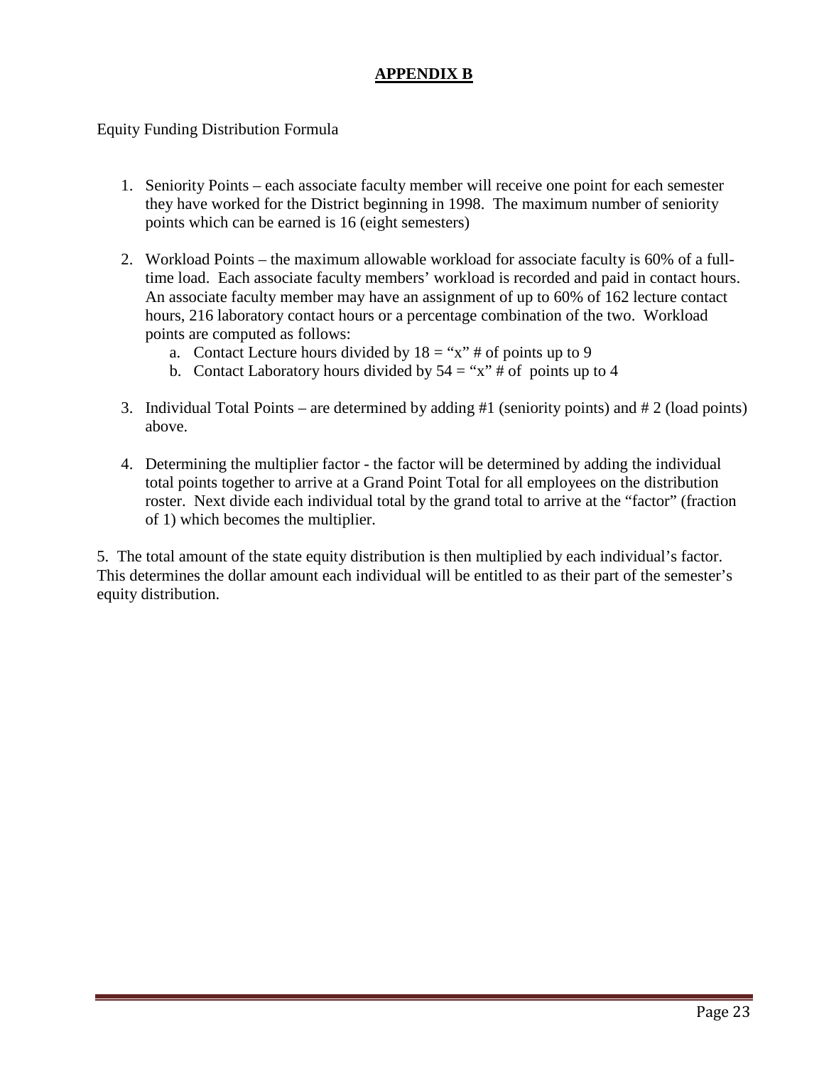# **APPENDIX B**

Equity Funding Distribution Formula

1. Seniority Points – each associate faculty member will receive one point for each semester they have worked for the District beginning in 1998. The maximum number of seniority points which can be earned is 16 (eight semesters)

2. Workload Points – the maximum allowable workload for associate faculty is 60% of a full-time load. Each associate faculty members' workload is recorded and paid in contact hours. An associate faculty member may have an assignment of up to 60% of 162 lecture contact hours, 216 laboratory contact hours or a percentage combination of the two. Workload points are computed as follows:
   a. Contact Lecture hours divided by 18 = "x" # of points up to 9
   b. Contact Laboratory hours divided by 54 = "x" # of points up to 4

3. Individual Total Points – are determined by adding #1 (seniority points) and # 2 (load points) above.

4. Determining the multiplier factor - the factor will be determined by adding the individual total points together to arrive at a Grand Point Total for all employees on the distribution roster. Next divide each individual total by the grand total to arrive at the "factor" (fraction of 1) which becomes the multiplier.

5. The total amount of the state equity distribution is then multiplied by each individual's factor. This determines the dollar amount each individual will be entitled to as their part of the semester's equity distribution.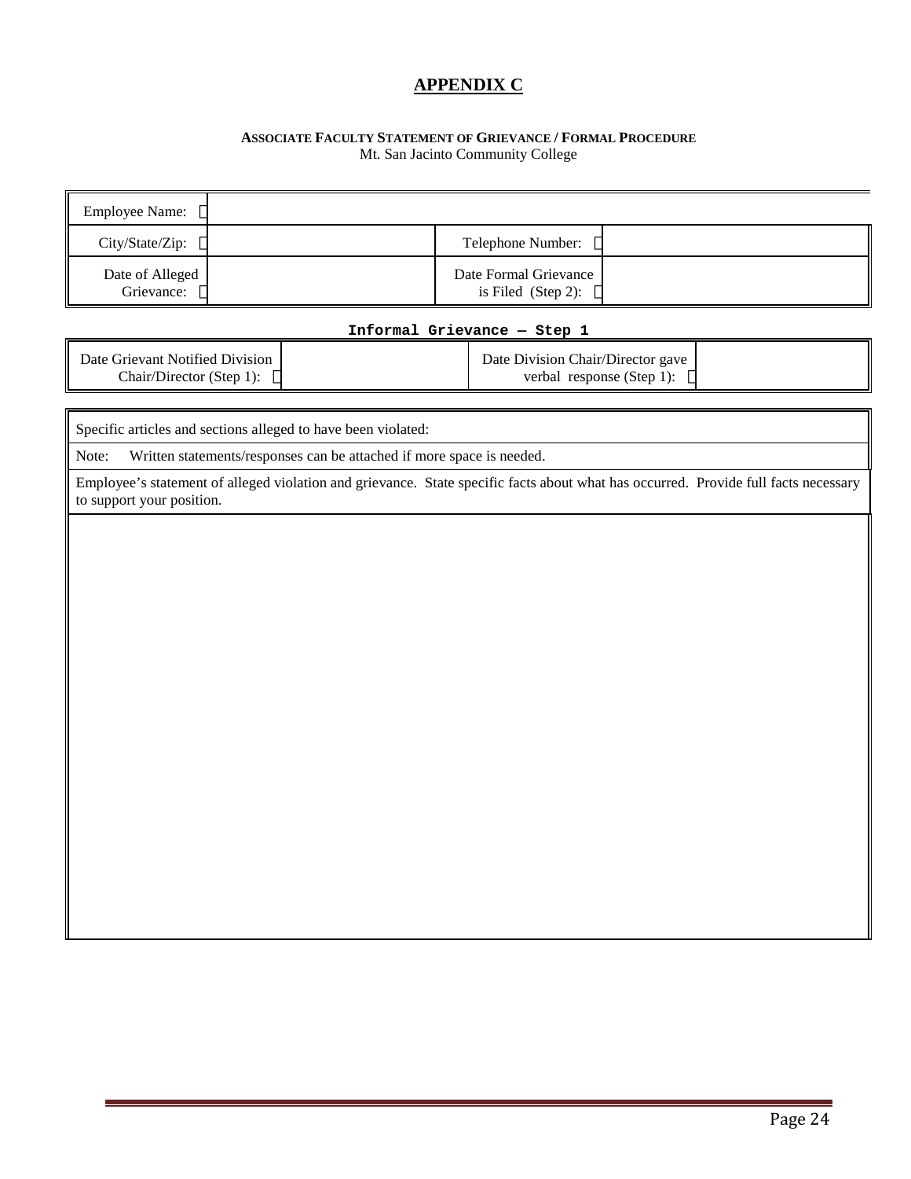# APPENDIX C

**ASSOCIATE FACULTY STATEMENT OF GRIEVANCE / FORMAL PROCEDURE**
Mt. San Jacinto Community College

| | | | |
|---|---|---|---|
| Employee Name: | | | |
| City/State/Zip: | | Telephone Number: | |
| Date of Alleged Grievance: | | Date Formal Grievance is Filed (Step 2): | |

**Informal Grievance — Step 1**

| | | | |
|---|---|---|---|
| Date Grievant Notified Division Chair/Director (Step 1): | | Date Division Chair/Director gave verbal response (Step 1): | |

Specific articles and sections alleged to have been violated:

Note: Written statements/responses can be attached if more space is needed.

Employee's statement of alleged violation and grievance. State specific facts about what has occurred. Provide full facts necessary to support your position.